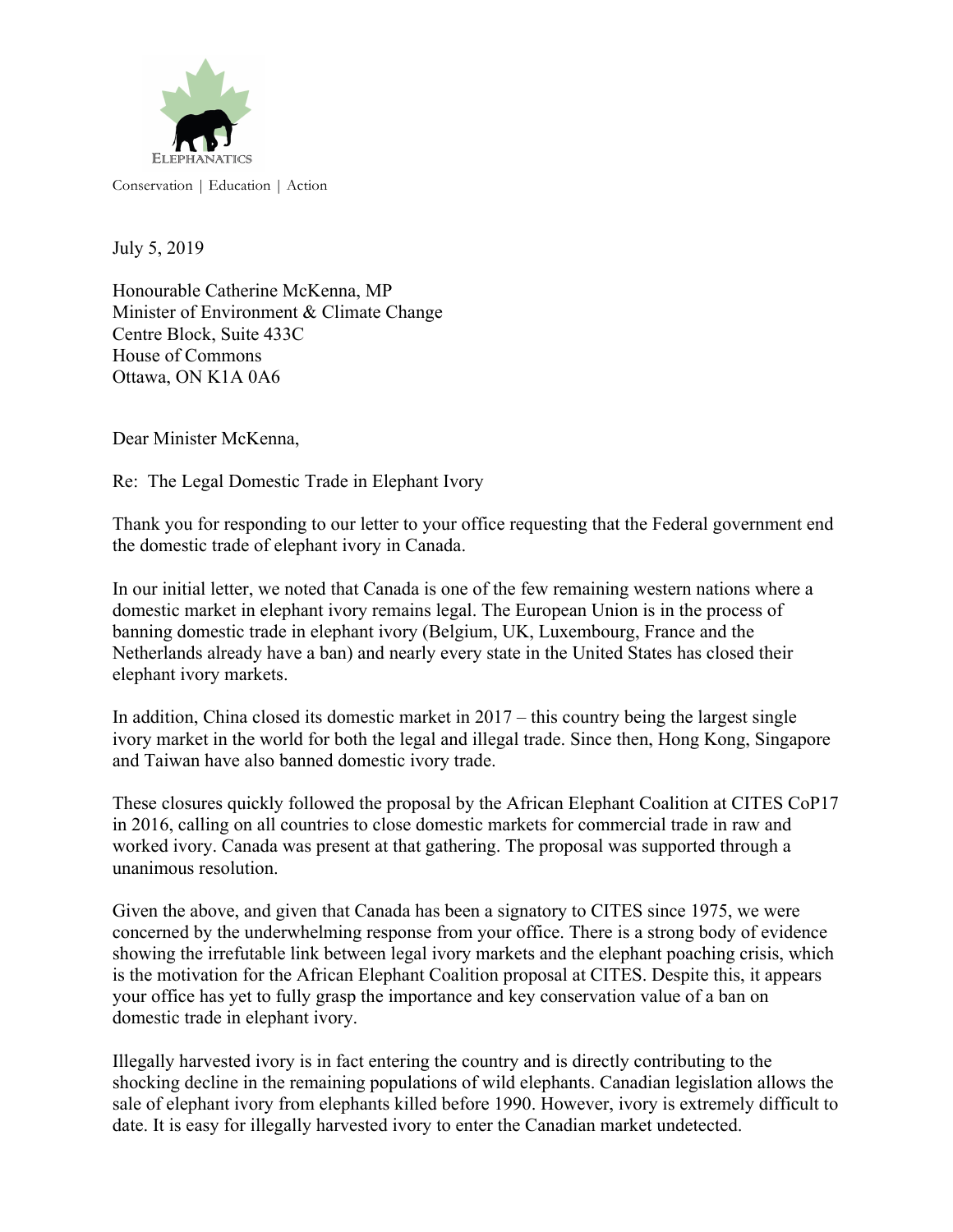ELEPHANATICS

Conservation | Education | Action

July 5, 2019

Honourable Catherine McKenna, MP
Minister of Environment & Climate Change
Centre Block, Suite 433C
House of Commons
Ottawa, ON K1A 0A6

Dear Minister McKenna,

Re: The Legal Domestic Trade in Elephant Ivory

Thank you for responding to our letter to your office requesting that the Federal government end the domestic trade of elephant ivory in Canada.

In our initial letter, we noted that Canada is one of the few remaining western nations where a domestic market in elephant ivory remains legal. The European Union is in the process of banning domestic trade in elephant ivory (Belgium, UK, Luxembourg, France and the Netherlands already have a ban) and nearly every state in the United States has closed their elephant ivory markets.

In addition, China closed its domestic market in 2017 – this country being the largest single ivory market in the world for both the legal and illegal trade. Since then, Hong Kong, Singapore and Taiwan have also banned domestic ivory trade.

These closures quickly followed the proposal by the African Elephant Coalition at CITES CoP17 in 2016, calling on all countries to close domestic markets for commercial trade in raw and worked ivory. Canada was present at that gathering. The proposal was supported through a unanimous resolution.

Given the above, and given that Canada has been a signatory to CITES since 1975, we were concerned by the underwhelming response from your office. There is a strong body of evidence showing the irrefutable link between legal ivory markets and the elephant poaching crisis, which is the motivation for the African Elephant Coalition proposal at CITES. Despite this, it appears your office has yet to fully grasp the importance and key conservation value of a ban on domestic trade in elephant ivory.

Illegally harvested ivory is in fact entering the country and is directly contributing to the shocking decline in the remaining populations of wild elephants. Canadian legislation allows the sale of elephant ivory from elephants killed before 1990. However, ivory is extremely difficult to date. It is easy for illegally harvested ivory to enter the Canadian market undetected.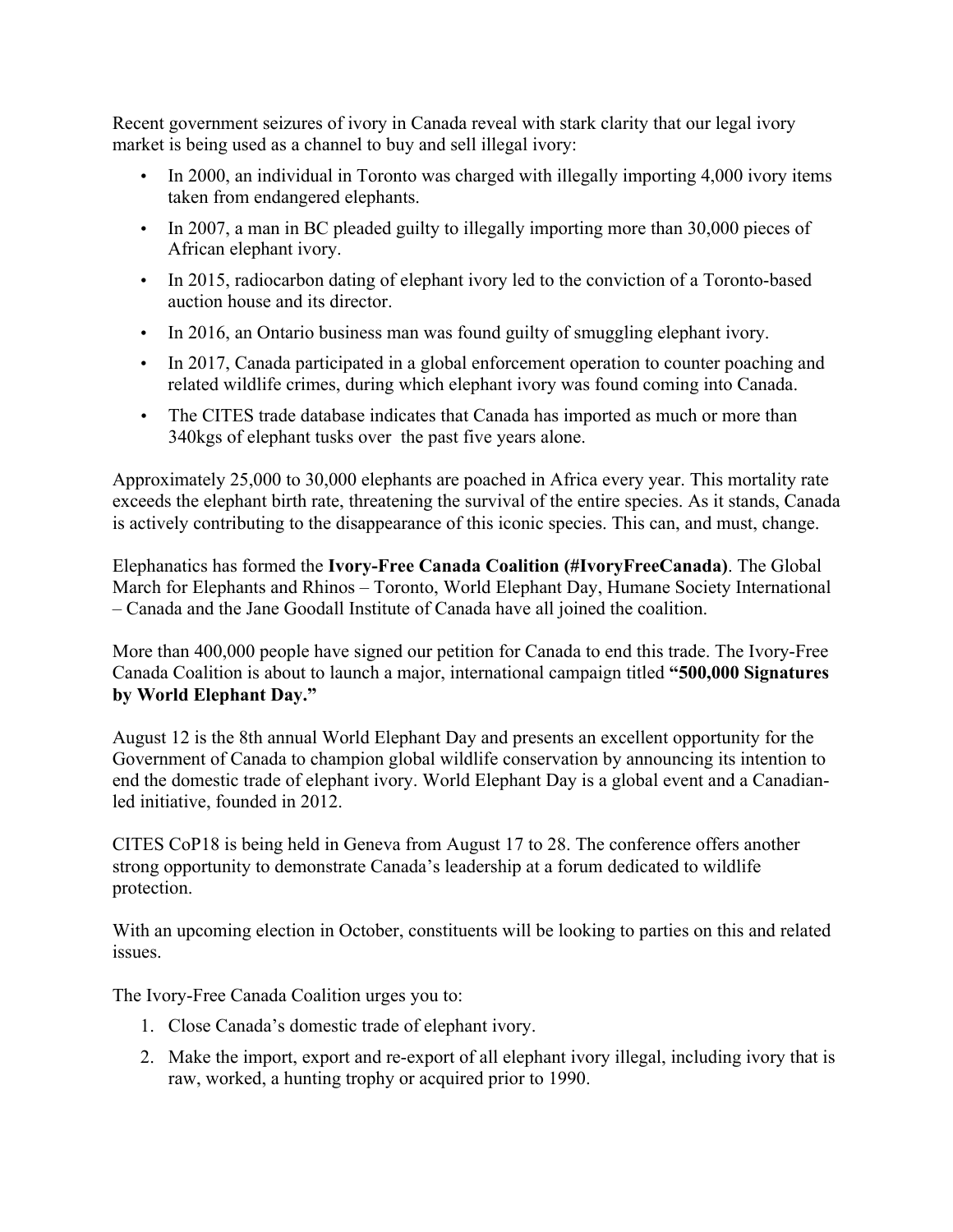Recent government seizures of ivory in Canada reveal with stark clarity that our legal ivory market is being used as a channel to buy and sell illegal ivory:

- In 2000, an individual in Toronto was charged with illegally importing 4,000 ivory items taken from endangered elephants.
- In 2007, a man in BC pleaded guilty to illegally importing more than 30,000 pieces of African elephant ivory.
- In 2015, radiocarbon dating of elephant ivory led to the conviction of a Toronto-based auction house and its director.
- In 2016, an Ontario business man was found guilty of smuggling elephant ivory.
- In 2017, Canada participated in a global enforcement operation to counter poaching and related wildlife crimes, during which elephant ivory was found coming into Canada.
- The CITES trade database indicates that Canada has imported as much or more than 340kgs of elephant tusks over the past five years alone.

Approximately 25,000 to 30,000 elephants are poached in Africa every year. This mortality rate exceeds the elephant birth rate, threatening the survival of the entire species. As it stands, Canada is actively contributing to the disappearance of this iconic species. This can, and must, change.

Elephanatics has formed the **Ivory-Free Canada Coalition (#IvoryFreeCanada)**. The Global March for Elephants and Rhinos – Toronto, World Elephant Day, Humane Society International – Canada and the Jane Goodall Institute of Canada have all joined the coalition.

More than 400,000 people have signed our petition for Canada to end this trade. The Ivory-Free Canada Coalition is about to launch a major, international campaign titled **"500,000 Signatures by World Elephant Day."**

August 12 is the 8th annual World Elephant Day and presents an excellent opportunity for the Government of Canada to champion global wildlife conservation by announcing its intention to end the domestic trade of elephant ivory. World Elephant Day is a global event and a Canadian-led initiative, founded in 2012.

CITES CoP18 is being held in Geneva from August 17 to 28. The conference offers another strong opportunity to demonstrate Canada's leadership at a forum dedicated to wildlife protection.

With an upcoming election in October, constituents will be looking to parties on this and related issues.

The Ivory-Free Canada Coalition urges you to:

1. Close Canada's domestic trade of elephant ivory.
2. Make the import, export and re-export of all elephant ivory illegal, including ivory that is raw, worked, a hunting trophy or acquired prior to 1990.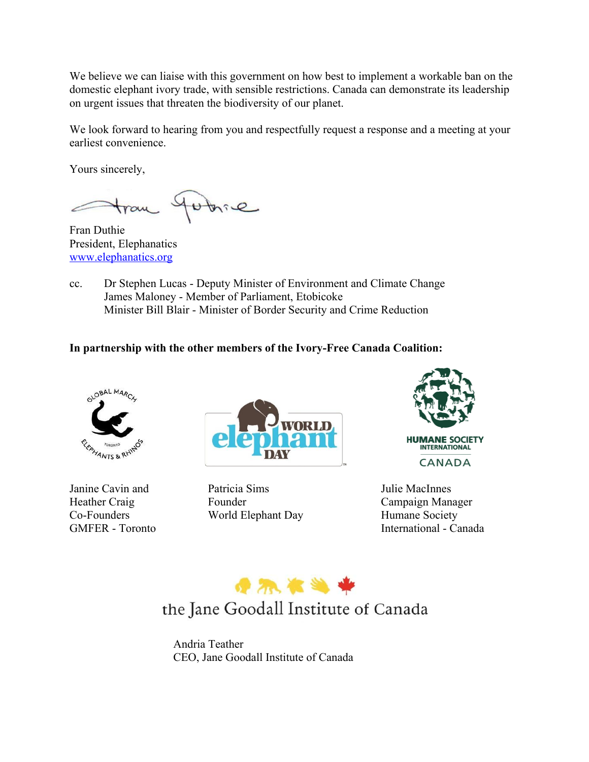We believe we can liaise with this government on how best to implement a workable ban on the domestic elephant ivory trade, with sensible restrictions. Canada can demonstrate its leadership on urgent issues that threaten the biodiversity of our planet.

We look forward to hearing from you and respectfully request a response and a meeting at your earliest convenience.

Yours sincerely,

Fran Duthie
President, Elephanatics
www.elephanatics.org

cc. Dr Stephen Lucas - Deputy Minister of Environment and Climate Change
James Maloney - Member of Parliament, Etobicoke
Minister Bill Blair - Minister of Border Security and Crime Reduction

**In partnership with the other members of the Ivory-Free Canada Coalition:**

Janine Cavin and
Heather Craig
Co-Founders
GMFER - Toronto

Patricia Sims
Founder
World Elephant Day

Julie MacInnes
Campaign Manager
Humane Society
International - Canada

Andria Teather
CEO, Jane Goodall Institute of Canada